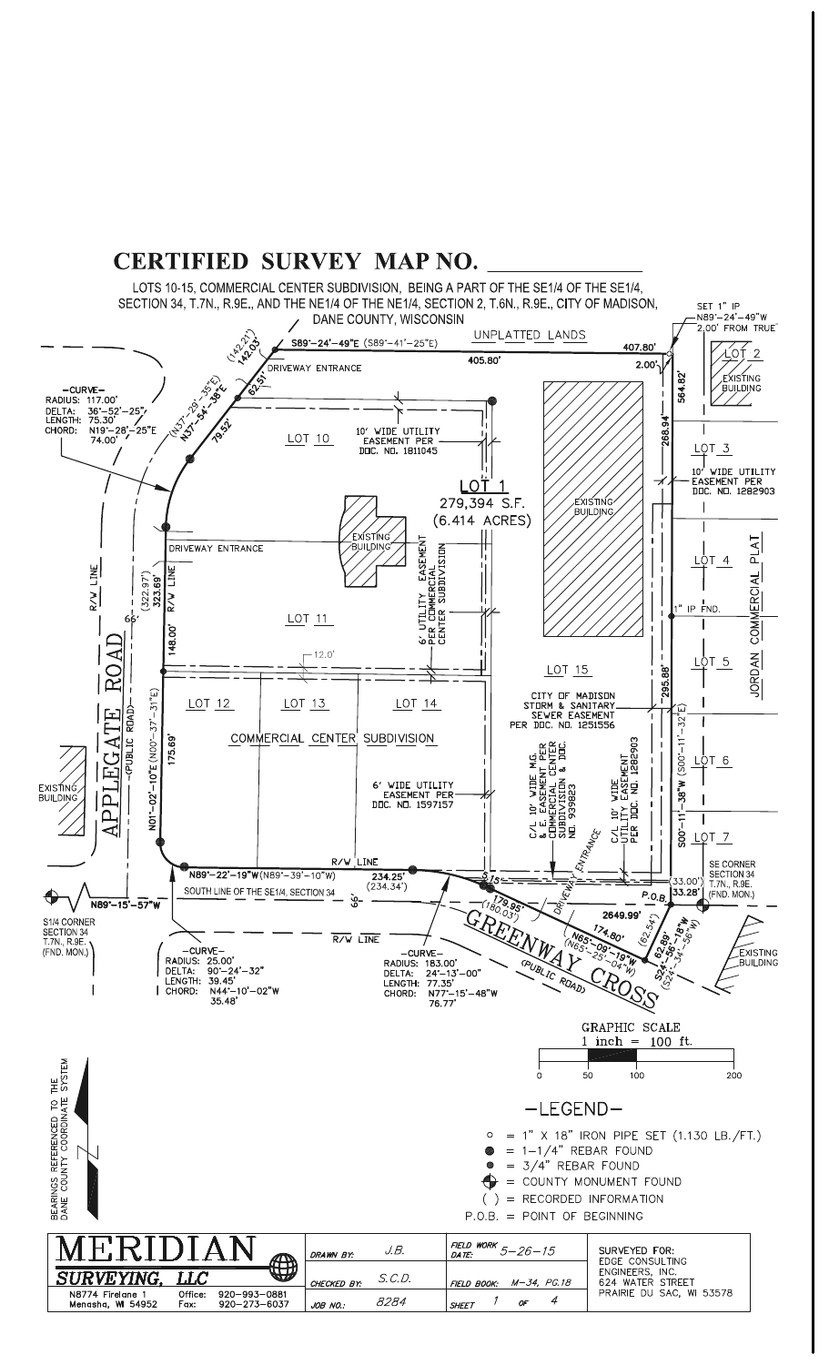# CERTIFIED SURVEY MAP NO. ____________

LOTS 10-15, COMMERCIAL CENTER SUBDIVISION, BEING A PART OF THE SE1/4 OF THE SE1/4, SECTION 34, T.7N., R.9E., AND THE NE1/4 OF THE NE1/4, SECTION 2, T.6N., R.9E., CITY OF MADISON, DANE COUNTY, WISCONSIN

SET 1" IP N89°-24'-49"W 2.00' FROM TRUE

UNPLATTED LANDS

S89°-24'-49"E (S89°-41'-25"E) 407.80' 405.80' 2.00'

(142.21') 142.03'

(N37°-29'-35"E) N37°-54'-38"E 62.51' 79.52'

DRIVEWAY ENTRANCE

—CURVE—
RADIUS: 117.00'
DELTA: 36°-52'-25"
LENGTH: 75.30'
CHORD: N19°-28'-25"E 74.00'

LOT 10

10' WIDE UTILITY EASEMENT PER DOC. NO. 1811045

LOT 1
279,394 S.F.
(6.414 ACRES)

EXISTING BUILDING

EXISTING BUILDING

6' UTILITY EASEMENT PER COMMERCIAL CENTER SUBDIVISION

564.82' 268.94'

LOT 2 EXISTING BUILDING

LOT 3

10' WIDE UTILITY EASEMENT PER DOC. NO. 1282903

LOT 4

1" IP FND.

LOT 5

JORDAN COMMERCIAL PLAT

DRIVEWAY ENTRANCE

R/W LINE 66' R/W LINE

(322.97') 323.69'

LOT 11

148.00'

12.0'

LOT 15

LOT 12 LOT 13 LOT 14

CITY OF MADISON STORM & SANITARY SEWER EASEMENT PER DOC. NO. 1251556

295.88' (S00°-11'-32"E) S00°-11'-38"W

LOT 6

LOT 7

APPLEGATE ROAD (PUBLIC ROAD)

N01°-02'-10"E (N00°-37'-31"E) 175.69'

COMMERCIAL CENTER SUBDIVISION

6' WIDE UTILITY EASEMENT PER DOC. NO. 1597157

C/L 10' WIDE M.G. & E. EASEMENT PER COMMERCIAL CENTER SUBDIVISION & DOC. NO. 939823

C/L 10' WIDE UTILITY EASEMENT PER DOC. NO. 1282903

EXISTING BUILDING

N89°-22'-19"W (N89°-39'-10"W) R/W LINE 234.25' (234.34')

SOUTH LINE OF THE SE1/4, SECTION 34 66'

N89°-15'-57"W

S1/4 CORNER SECTION 34 T.7N., R.9E. (FND. MON.)

R/W LINE

DRIVEWAY ENTRANCE

5.15'

179.95' (180.03')

(33.00') 33.28'

SE CORNER SECTION 34 T.7N., R.9E. (FND. MON.)

P.O.B.

2649.99'

174.80' N65°-09'-19"W (N65°-25'-04"W)

(62.54') 62.89' S24°-56'-18"W (S24°-34'-56"W)

EXISTING BUILDING

GREENWAY CROSS (PUBLIC ROAD)

—CURVE—
RADIUS: 25.00'
DELTA: 90°-24'-32"
LENGTH: 39.45'
CHORD: N44°-10'-02"W 35.48'

—CURVE—
RADIUS: 183.00'
DELTA: 24°-13'-00"
LENGTH: 77.35'
CHORD: N77°-15'-48"W 76.77'

GRAPHIC SCALE
1 inch = 100 ft.
0 50 100 200

BEARINGS REFERENCED TO THE DANE COUNTY COORDINATE SYSTEM

## —LEGEND—

- ○ = 1" X 18" IRON PIPE SET (1.130 LB./FT.)
- ● = 1-1/4" REBAR FOUND
- ● = 3/4" REBAR FOUND
- ⊕ = COUNTY MONUMENT FOUND
- ( ) = RECORDED INFORMATION
- P.O.B. = POINT OF BEGINNING

| MERIDIAN SURVEYING, LLC<br>N8774 Fireline 1, Menasha, WI 54952<br>Office: 920-993-0881<br>Fax: 920-273-6037 | DRAWN BY: J.B. | FIELD WORK DATE: 5-26-15 | SURVEYED FOR:<br>EDGE CONSULTING ENGINEERS, INC.<br>624 WATER STREET<br>PRAIRIE DU SAC, WI 53578 |
|---|---|---|---|
| | CHECKED BY: S.C.D. | FIELD BOOK: M-34, PG.18 | |
| | JOB NO.: 8284 | SHEET 1 OF 4 | |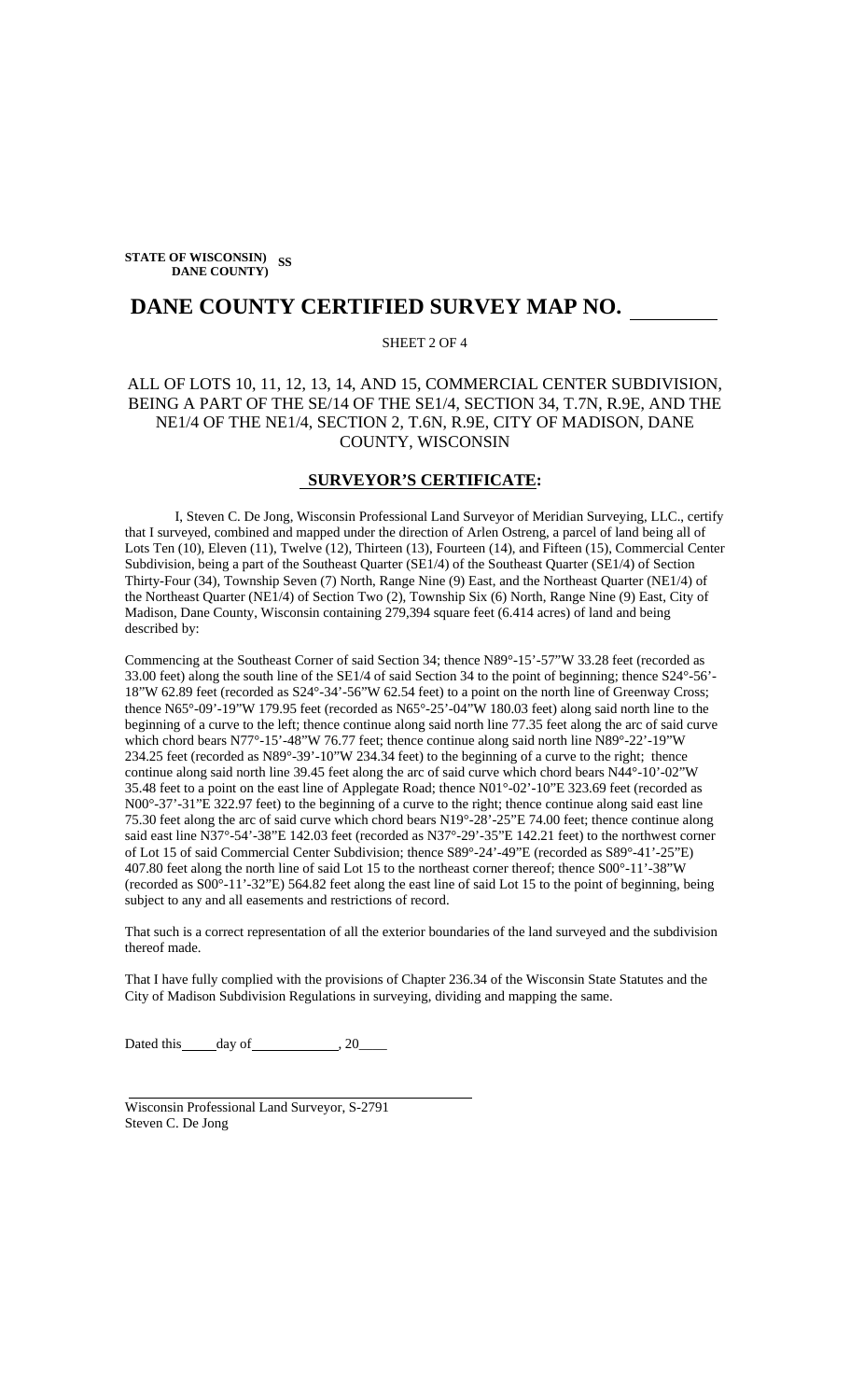**STATE OF WISCONSIN) SS**
**DANE COUNTY)**

# DANE COUNTY CERTIFIED SURVEY MAP NO. ________

SHEET 2 OF 4

ALL OF LOTS 10, 11, 12, 13, 14, AND 15, COMMERCIAL CENTER SUBDIVISION, BEING A PART OF THE SE/14 OF THE SE1/4, SECTION 34, T.7N, R.9E, AND THE NE1/4 OF THE NE1/4, SECTION 2, T.6N, R.9E, CITY OF MADISON, DANE COUNTY, WISCONSIN

## SURVEYOR'S CERTIFICATE:

I, Steven C. De Jong, Wisconsin Professional Land Surveyor of Meridian Surveying, LLC., certify that I surveyed, combined and mapped under the direction of Arlen Ostreng, a parcel of land being all of Lots Ten (10), Eleven (11), Twelve (12), Thirteen (13), Fourteen (14), and Fifteen (15), Commercial Center Subdivision, being a part of the Southeast Quarter (SE1/4) of the Southeast Quarter (SE1/4) of Section Thirty-Four (34), Township Seven (7) North, Range Nine (9) East, and the Northeast Quarter (NE1/4) of the Northeast Quarter (NE1/4) of Section Two (2), Township Six (6) North, Range Nine (9) East, City of Madison, Dane County, Wisconsin containing 279,394 square feet (6.414 acres) of land and being described by:

Commencing at the Southeast Corner of said Section 34; thence N89°-15'-57"W 33.28 feet (recorded as 33.00 feet) along the south line of the SE1/4 of said Section 34 to the point of beginning; thence S24°-56'-18"W 62.89 feet (recorded as S24°-34'-56"W 62.54 feet) to a point on the north line of Greenway Cross; thence N65°-09'-19"W 179.95 feet (recorded as N65°-25'-04"W 180.03 feet) along said north line to the beginning of a curve to the left; thence continue along said north line 77.35 feet along the arc of said curve which chord bears N77°-15'-48"W 76.77 feet; thence continue along said north line N89°-22'-19"W 234.25 feet (recorded as N89°-39'-10"W 234.34 feet) to the beginning of a curve to the right; thence continue along said north line 39.45 feet along the arc of said curve which chord bears N44°-10'-02"W 35.48 feet to a point on the east line of Applegate Road; thence N01°-02'-10"E 323.69 feet (recorded as N00°-37'-31"E 322.97 feet) to the beginning of a curve to the right; thence continue along said east line 75.30 feet along the arc of said curve which chord bears N19°-28'-25"E 74.00 feet; thence continue along said east line N37°-54'-38"E 142.03 feet (recorded as N37°-29'-35"E 142.21 feet) to the northwest corner of Lot 15 of said Commercial Center Subdivision; thence S89°-24'-49"E (recorded as S89°-41'-25"E) 407.80 feet along the north line of said Lot 15 to the northeast corner thereof; thence S00°-11'-38"W (recorded as S00°-11'-32"E) 564.82 feet along the east line of said Lot 15 to the point of beginning, being subject to any and all easements and restrictions of record.

That such is a correct representation of all the exterior boundaries of the land surveyed and the subdivision thereof made.

That I have fully complied with the provisions of Chapter 236.34 of the Wisconsin State Statutes and the City of Madison Subdivision Regulations in surveying, dividing and mapping the same.

Dated this _____ day of _____________, 20____

______________________________________________
Wisconsin Professional Land Surveyor, S-2791
Steven C. De Jong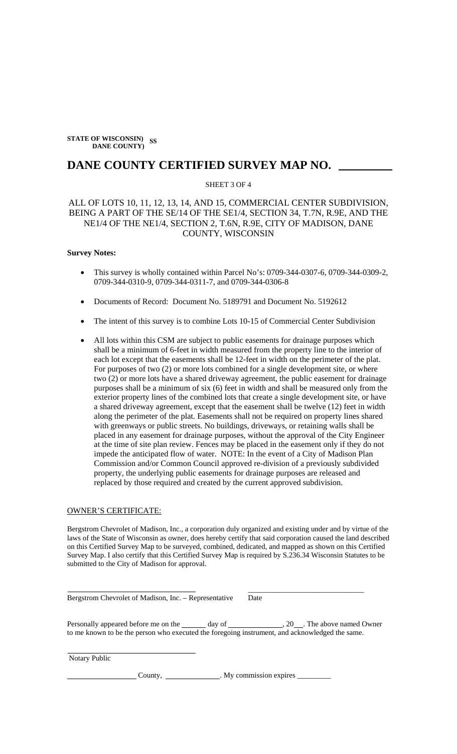**STATE OF WISCONSIN) SS**
**DANE COUNTY)**

# DANE COUNTY CERTIFIED SURVEY MAP NO. ________

SHEET 3 OF 4

ALL OF LOTS 10, 11, 12, 13, 14, AND 15, COMMERCIAL CENTER SUBDIVISION, BEING A PART OF THE SE/14 OF THE SE1/4, SECTION 34, T.7N, R.9E, AND THE NE1/4 OF THE NE1/4, SECTION 2, T.6N, R.9E, CITY OF MADISON, DANE COUNTY, WISCONSIN

**Survey Notes:**

- This survey is wholly contained within Parcel No's: 0709-344-0307-6, 0709-344-0309-2, 0709-344-0310-9, 0709-344-0311-7, and 0709-344-0306-8
- Documents of Record: Document No. 5189791 and Document No. 5192612
- The intent of this survey is to combine Lots 10-15 of Commercial Center Subdivision
- All lots within this CSM are subject to public easements for drainage purposes which shall be a minimum of 6-feet in width measured from the property line to the interior of each lot except that the easements shall be 12-feet in width on the perimeter of the plat. For purposes of two (2) or more lots combined for a single development site, or where two (2) or more lots have a shared driveway agreement, the public easement for drainage purposes shall be a minimum of six (6) feet in width and shall be measured only from the exterior property lines of the combined lots that create a single development site, or have a shared driveway agreement, except that the easement shall be twelve (12) feet in width along the perimeter of the plat. Easements shall not be required on property lines shared with greenways or public streets. No buildings, driveways, or retaining walls shall be placed in any easement for drainage purposes, without the approval of the City Engineer at the time of site plan review. Fences may be placed in the easement only if they do not impede the anticipated flow of water. NOTE: In the event of a City of Madison Plan Commission and/or Common Council approved re-division of a previously subdivided property, the underlying public easements for drainage purposes are released and replaced by those required and created by the current approved subdivision.

OWNER'S CERTIFICATE:

Bergstrom Chevrolet of Madison, Inc., a corporation duly organized and existing under and by virtue of the laws of the State of Wisconsin as owner, does hereby certify that said corporation caused the land described on this Certified Survey Map to be surveyed, combined, dedicated, and mapped as shown on this Certified Survey Map. I also certify that this Certified Survey Map is required by S.236.34 Wisconsin Statutes to be submitted to the City of Madison for approval.

______________________________ ______________________________
Bergstrom Chevrolet of Madison, Inc. – Representative Date

Personally appeared before me on the ______ day of ______________, 20__. The above named Owner to me known to be the person who executed the foregoing instrument, and acknowledged the same.

______________________________
Notary Public

______________ County, ______________. My commission expires _________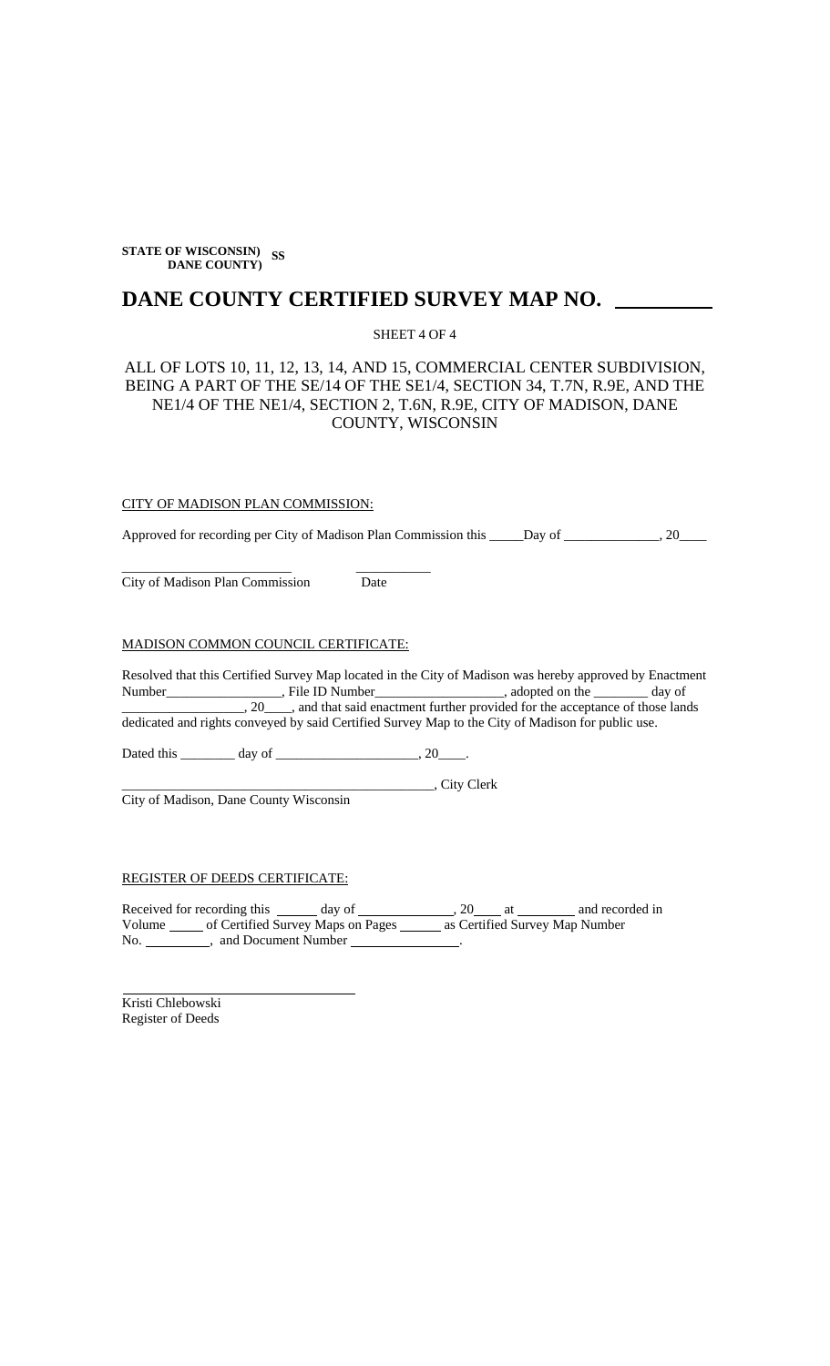**STATE OF WISCONSIN) SS**
**DANE COUNTY)**

# DANE COUNTY CERTIFIED SURVEY MAP NO. \_\_\_\_\_\_\_\_\_\_

SHEET 4 OF 4

ALL OF LOTS 10, 11, 12, 13, 14, AND 15, COMMERCIAL CENTER SUBDIVISION, BEING A PART OF THE SE/14 OF THE SE1/4, SECTION 34, T.7N, R.9E, AND THE NE1/4 OF THE NE1/4, SECTION 2, T.6N, R.9E, CITY OF MADISON, DANE COUNTY, WISCONSIN

CITY OF MADISON PLAN COMMISSION:

Approved for recording per City of Madison Plan Commission this \_\_\_\_\_Day of \_\_\_\_\_\_\_\_\_\_\_\_\_\_, 20\_\_\_\_

\_\_\_\_\_\_\_\_\_\_\_\_\_\_\_\_\_\_\_\_\_\_\_\_\_ \_\_\_\_\_\_\_\_\_\_\_
City of Madison Plan Commission Date

MADISON COMMON COUNCIL CERTIFICATE:

Resolved that this Certified Survey Map located in the City of Madison was hereby approved by Enactment Number\_\_\_\_\_\_\_\_\_\_\_\_\_\_\_\_\_, File ID Number\_\_\_\_\_\_\_\_\_\_\_\_\_\_\_\_\_\_\_, adopted on the \_\_\_\_\_\_\_\_ day of \_\_\_\_\_\_\_\_\_\_\_\_\_\_\_\_\_\_, 20\_\_\_\_, and that said enactment further provided for the acceptance of those lands dedicated and rights conveyed by said Certified Survey Map to the City of Madison for public use.

Dated this \_\_\_\_\_\_\_\_ day of \_\_\_\_\_\_\_\_\_\_\_\_\_\_\_\_\_\_\_\_\_, 20\_\_\_\_.

\_\_\_\_\_\_\_\_\_\_\_\_\_\_\_\_\_\_\_\_\_\_\_\_\_\_\_\_\_\_\_\_\_\_\_\_\_\_\_\_\_\_\_\_\_, City Clerk
City of Madison, Dane County Wisconsin

REGISTER OF DEEDS CERTIFICATE:

Received for recording this \_\_\_\_\_\_ day of \_\_\_\_\_\_\_\_\_\_\_\_\_\_, 20\_\_\_\_ at \_\_\_\_\_\_\_\_\_ and recorded in Volume \_\_\_\_\_ of Certified Survey Maps on Pages \_\_\_\_\_\_ as Certified Survey Map Number No. \_\_\_\_\_\_\_\_\_\_, and Document Number \_\_\_\_\_\_\_\_\_\_\_\_\_\_\_\_.

\_\_\_\_\_\_\_\_\_\_\_\_\_\_\_\_\_\_\_\_\_\_\_\_\_\_\_\_\_\_\_\_\_\_\_
Kristi Chlebowski
Register of Deeds